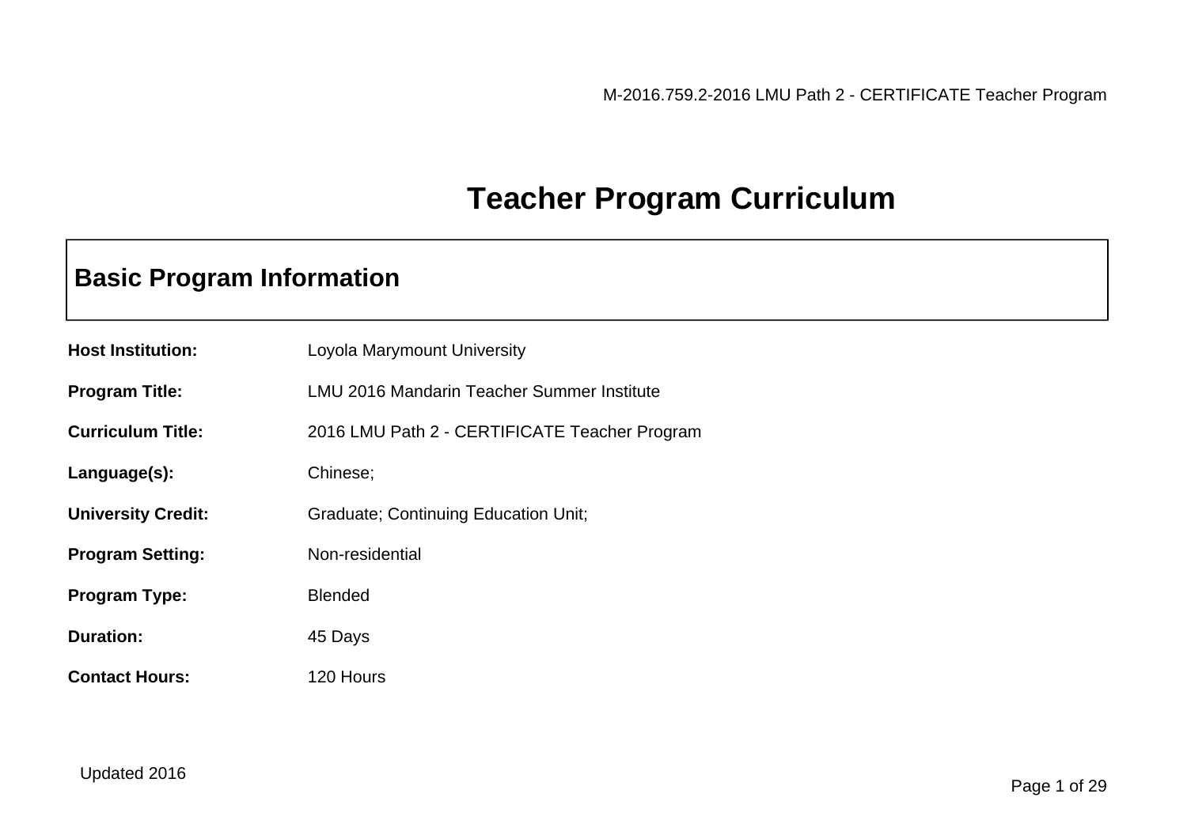# Teacher Program Curriculum

## Basic Program Information

**Host Institution:** Loyola Marymount University

**Program Title:** LMU 2016 Mandarin Teacher Summer Institute

**Curriculum Title:** 2016 LMU Path 2 - CERTIFICATE Teacher Program

**Language(s):** Chinese;

**University Credit:** Graduate; Continuing Education Unit;

**Program Setting:** Non-residential

**Program Type:** Blended

**Duration:** 45 Days

**Contact Hours:** 120 Hours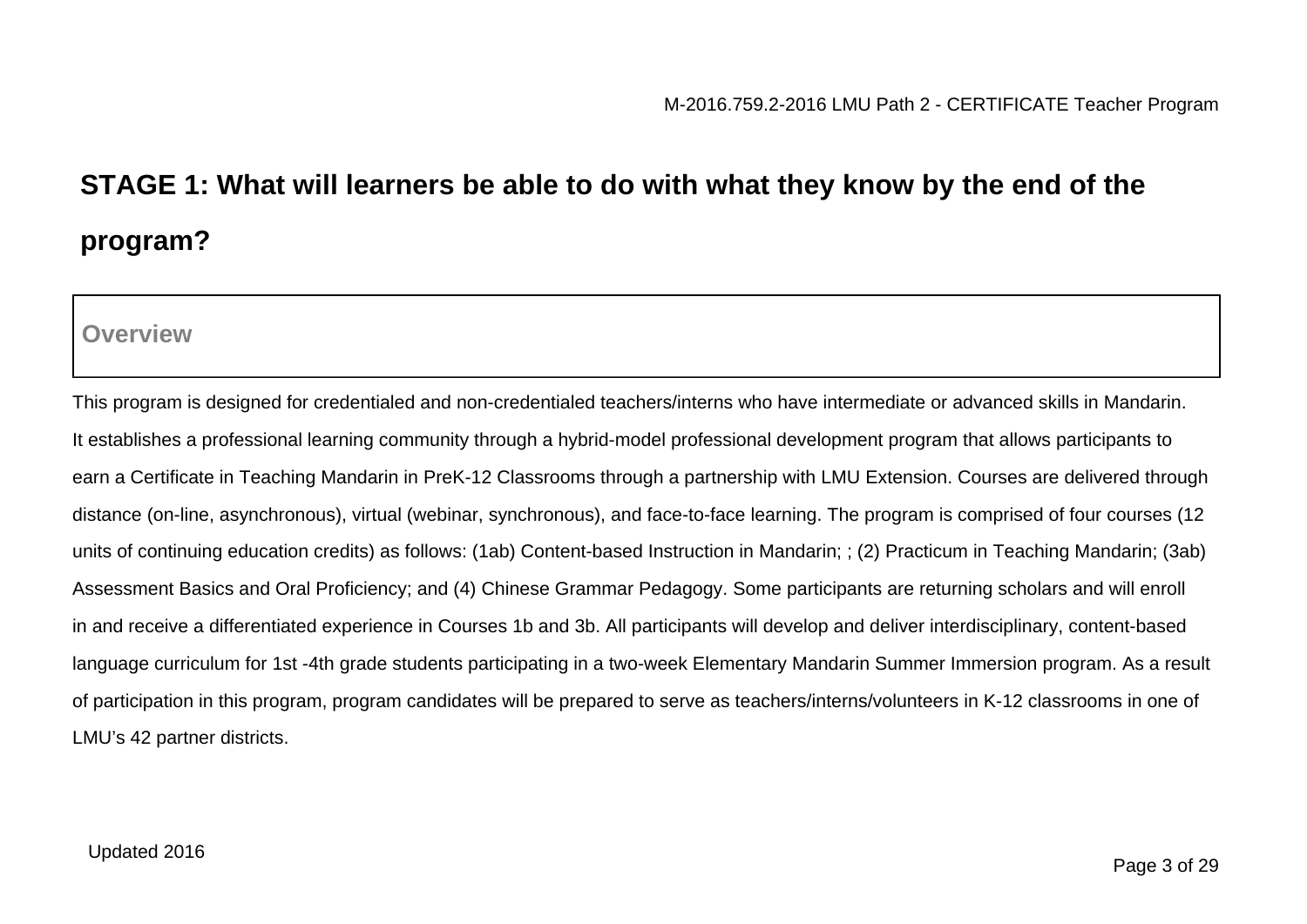## STAGE 1: What will learners be able to do with what they know by the end of the program?

### Overview

This program is designed for credentialed and non-credentialed teachers/interns who have intermediate or advanced skills in Mandarin. It establishes a professional learning community through a hybrid-model professional development program that allows participants to earn a Certificate in Teaching Mandarin in PreK-12 Classrooms through a partnership with LMU Extension. Courses are delivered through distance (on-line, asynchronous), virtual (webinar, synchronous), and face-to-face learning. The program is comprised of four courses (12 units of continuing education credits) as follows: (1ab) Content-based Instruction in Mandarin; ; (2) Practicum in Teaching Mandarin; (3ab) Assessment Basics and Oral Proficiency; and (4) Chinese Grammar Pedagogy. Some participants are returning scholars and will enroll in and receive a differentiated experience in Courses 1b and 3b. All participants will develop and deliver interdisciplinary, content-based language curriculum for 1st -4th grade students participating in a two-week Elementary Mandarin Summer Immersion program. As a result of participation in this program, program candidates will be prepared to serve as teachers/interns/volunteers in K-12 classrooms in one of LMU's 42 partner districts.

Updated 2016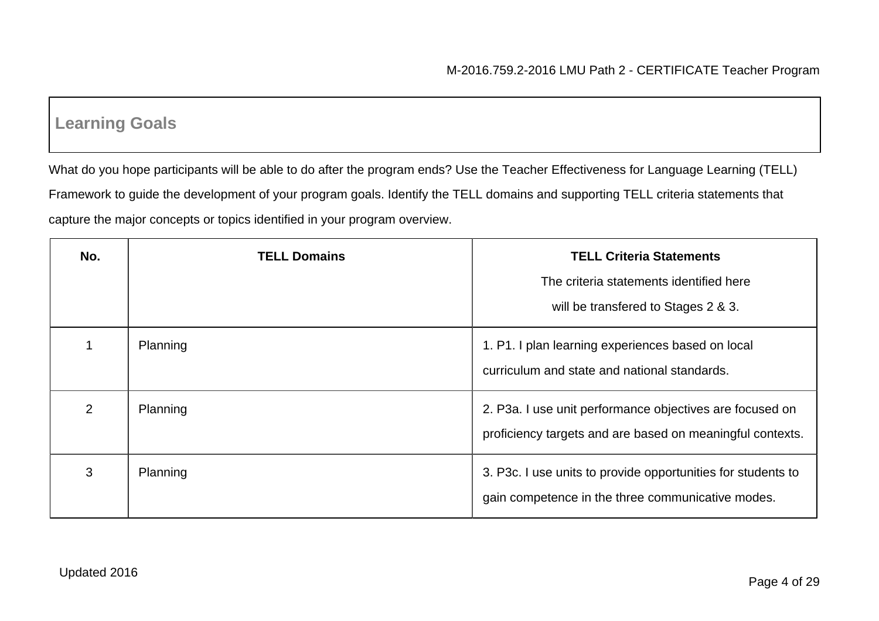## Learning Goals

What do you hope participants will be able to do after the program ends? Use the Teacher Effectiveness for Language Learning (TELL) Framework to guide the development of your program goals. Identify the TELL domains and supporting TELL criteria statements that capture the major concepts or topics identified in your program overview.

| No. | TELL Domains | TELL Criteria Statements<br>The criteria statements identified here will be transfered to Stages 2 & 3. |
|---|---|---|
| 1 | Planning | 1. P1. I plan learning experiences based on local curriculum and state and national standards. |
| 2 | Planning | 2. P3a. I use unit performance objectives are focused on proficiency targets and are based on meaningful contexts. |
| 3 | Planning | 3. P3c. I use units to provide opportunities for students to gain competence in the three communicative modes. |

Updated 2016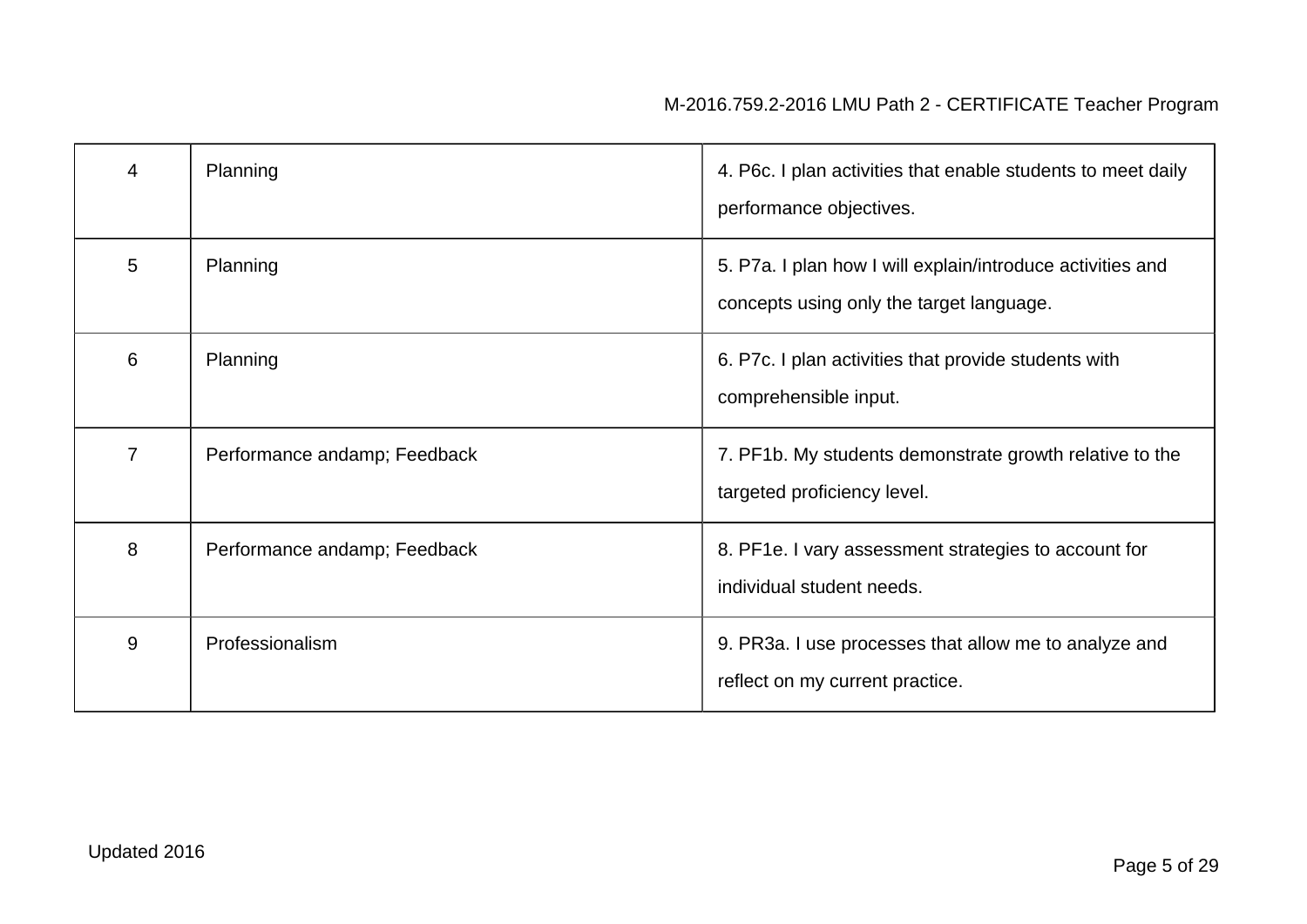| | | |
|---|---|---|
| 4 | Planning | 4. P6c. I plan activities that enable students to meet daily performance objectives. |
| 5 | Planning | 5. P7a. I plan how I will explain/introduce activities and concepts using only the target language. |
| 6 | Planning | 6. P7c. I plan activities that provide students with comprehensible input. |
| 7 | Performance andamp; Feedback | 7. PF1b. My students demonstrate growth relative to the targeted proficiency level. |
| 8 | Performance andamp; Feedback | 8. PF1e. I vary assessment strategies to account for individual student needs. |
| 9 | Professionalism | 9. PR3a. I use processes that allow me to analyze and reflect on my current practice. |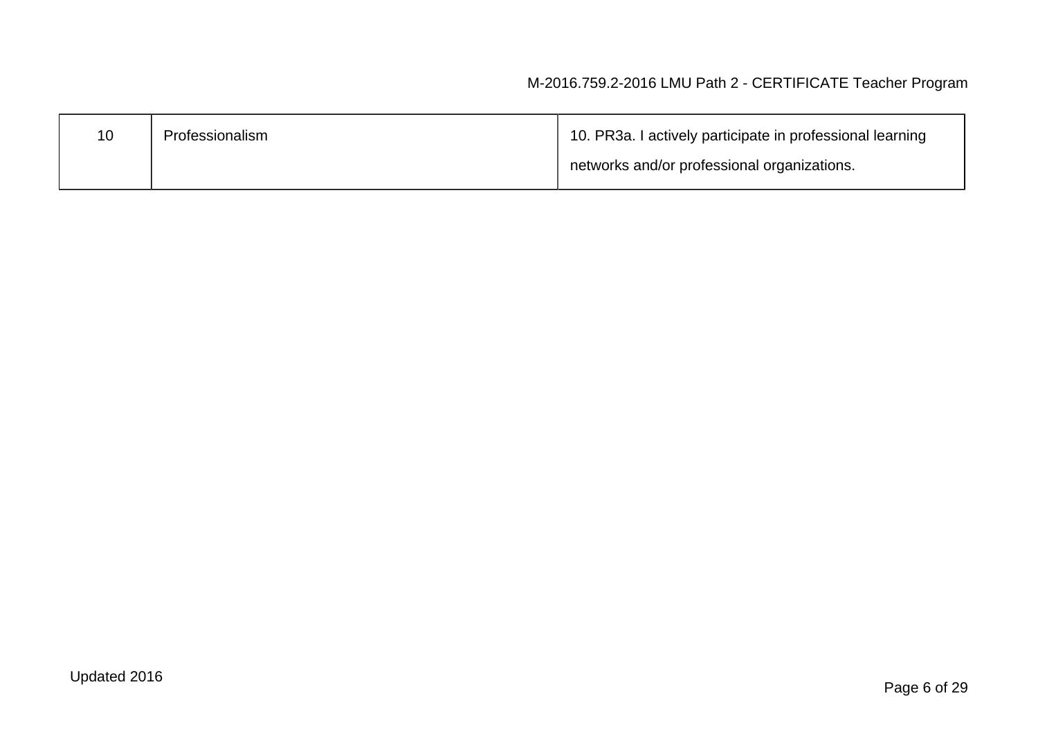| 10 | Professionalism | 10. PR3a. I actively participate in professional learning networks and/or professional organizations. |
|---|---|---|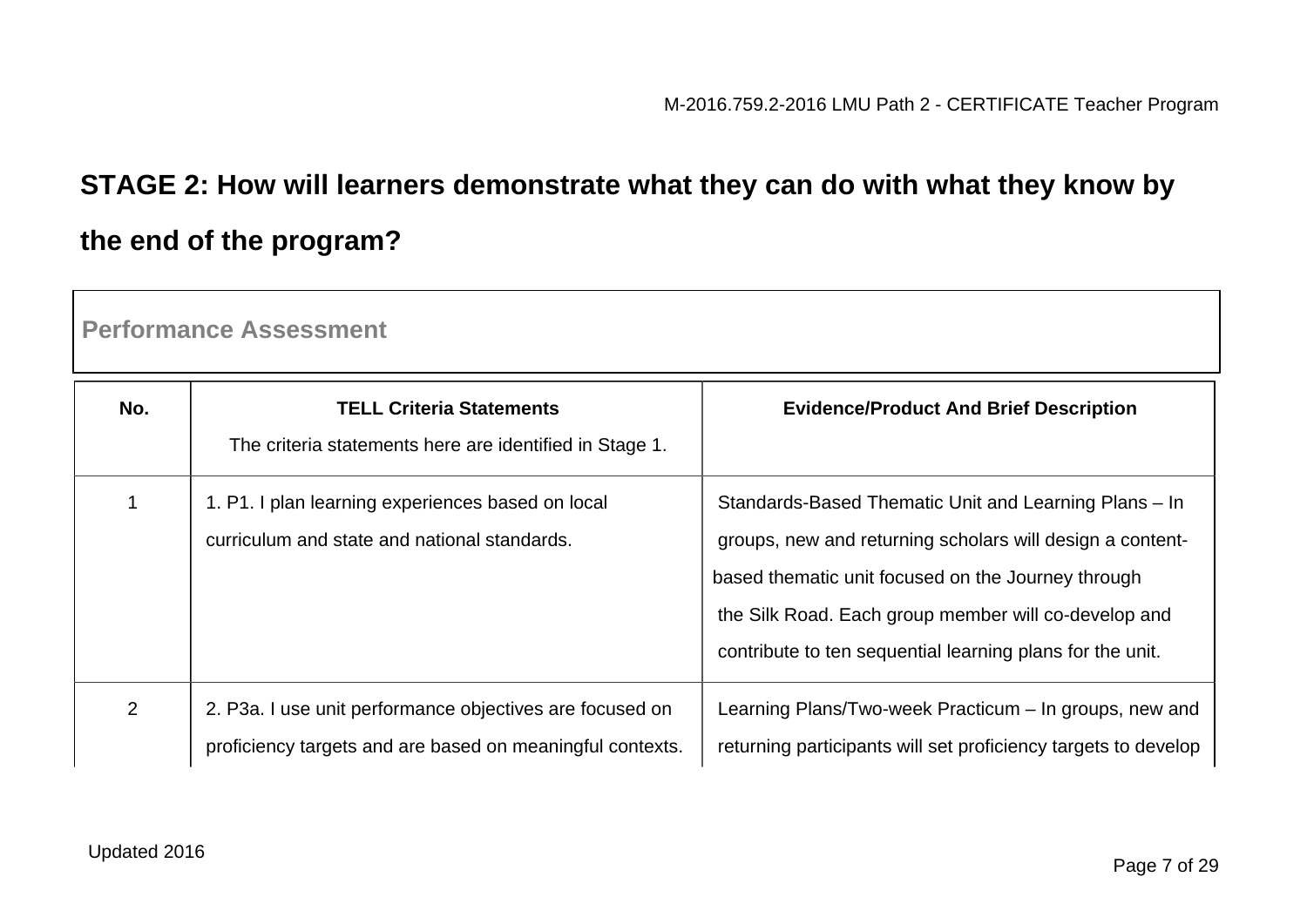## STAGE 2: How will learners demonstrate what they can do with what they know by the end of the program?

**Performance Assessment**

| No. | TELL Criteria Statements<br>The criteria statements here are identified in Stage 1. | Evidence/Product And Brief Description |
|---|---|---|
| 1 | 1. P1. I plan learning experiences based on local curriculum and state and national standards. | Standards-Based Thematic Unit and Learning Plans – In groups, new and returning scholars will design a content-based thematic unit focused on the Journey through the Silk Road. Each group member will co-develop and contribute to ten sequential learning plans for the unit. |
| 2 | 2. P3a. I use unit performance objectives are focused on proficiency targets and are based on meaningful contexts. | Learning Plans/Two-week Practicum – In groups, new and returning participants will set proficiency targets to develop |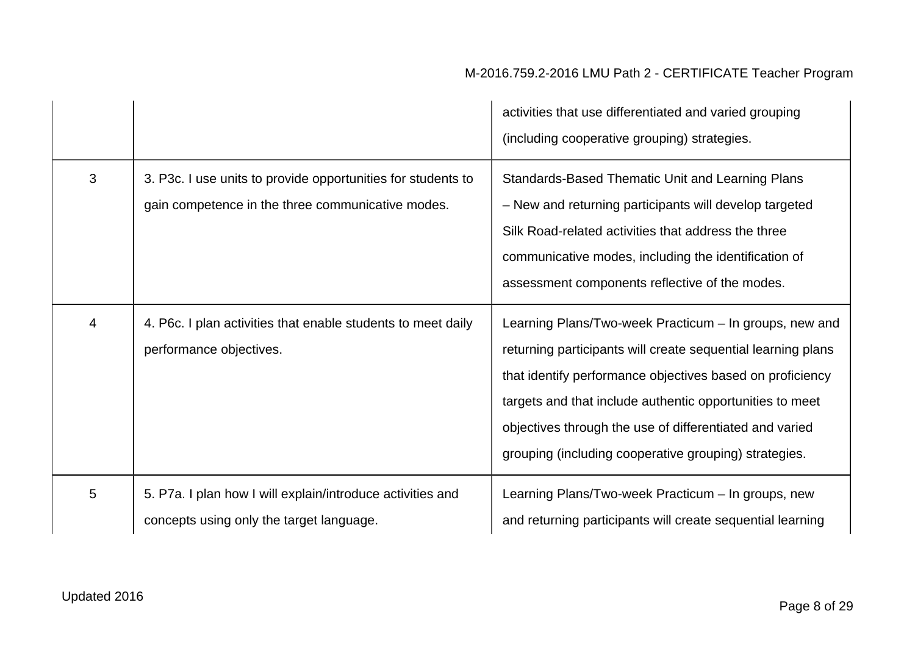| | | |
|---|---|---|
| | | activities that use differentiated and varied grouping (including cooperative grouping) strategies. |
| 3 | 3. P3c. I use units to provide opportunities for students to gain competence in the three communicative modes. | Standards-Based Thematic Unit and Learning Plans – New and returning participants will develop targeted Silk Road-related activities that address the three communicative modes, including the identification of assessment components reflective of the modes. |
| 4 | 4. P6c. I plan activities that enable students to meet daily performance objectives. | Learning Plans/Two-week Practicum – In groups, new and returning participants will create sequential learning plans that identify performance objectives based on proficiency targets and that include authentic opportunities to meet objectives through the use of differentiated and varied grouping (including cooperative grouping) strategies. |
| 5 | 5. P7a. I plan how I will explain/introduce activities and concepts using only the target language. | Learning Plans/Two-week Practicum – In groups, new and returning participants will create sequential learning |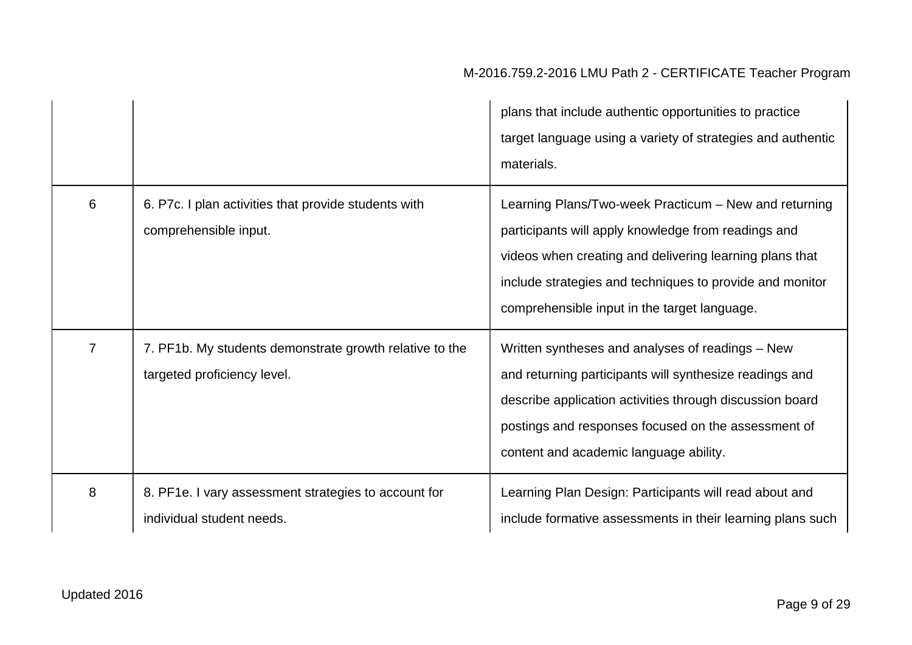| | | |
|---|---|---|
| | | plans that include authentic opportunities to practice target language using a variety of strategies and authentic materials. |
| 6 | 6. P7c. I plan activities that provide students with comprehensible input. | Learning Plans/Two-week Practicum – New and returning participants will apply knowledge from readings and videos when creating and delivering learning plans that include strategies and techniques to provide and monitor comprehensible input in the target language. |
| 7 | 7. PF1b. My students demonstrate growth relative to the targeted proficiency level. | Written syntheses and analyses of readings – New and returning participants will synthesize readings and describe application activities through discussion board postings and responses focused on the assessment of content and academic language ability. |
| 8 | 8. PF1e. I vary assessment strategies to account for individual student needs. | Learning Plan Design: Participants will read about and include formative assessments in their learning plans such |

Updated 2016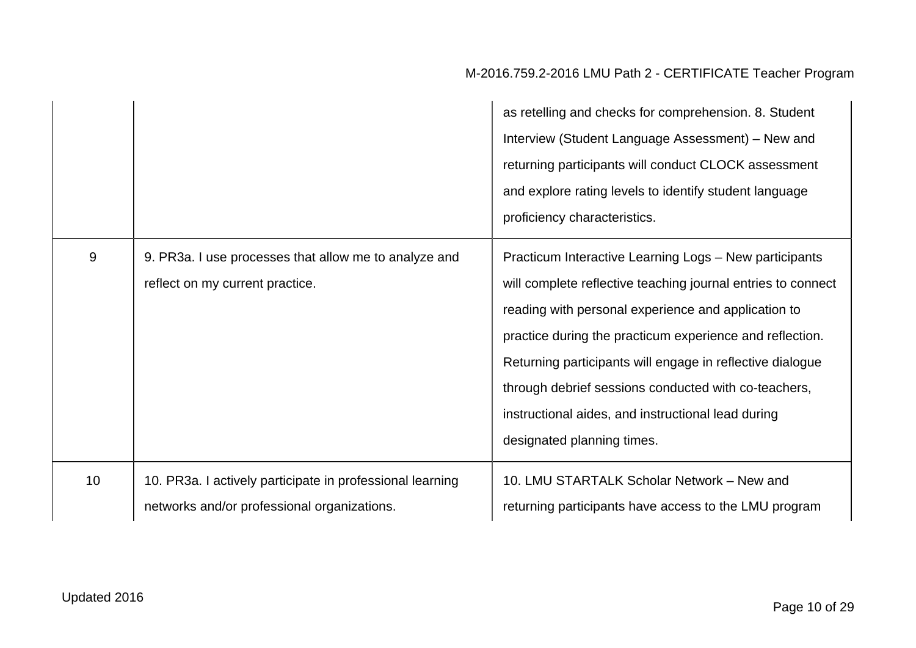| | | |
|---|---|---|
| | | as retelling and checks for comprehension. 8. Student Interview (Student Language Assessment) – New and returning participants will conduct CLOCK assessment and explore rating levels to identify student language proficiency characteristics. |
| 9 | 9. PR3a. I use processes that allow me to analyze and reflect on my current practice. | Practicum Interactive Learning Logs – New participants will complete reflective teaching journal entries to connect reading with personal experience and application to practice during the practicum experience and reflection. Returning participants will engage in reflective dialogue through debrief sessions conducted with co-teachers, instructional aides, and instructional lead during designated planning times. |
| 10 | 10. PR3a. I actively participate in professional learning networks and/or professional organizations. | 10. LMU STARTALK Scholar Network – New and returning participants have access to the LMU program |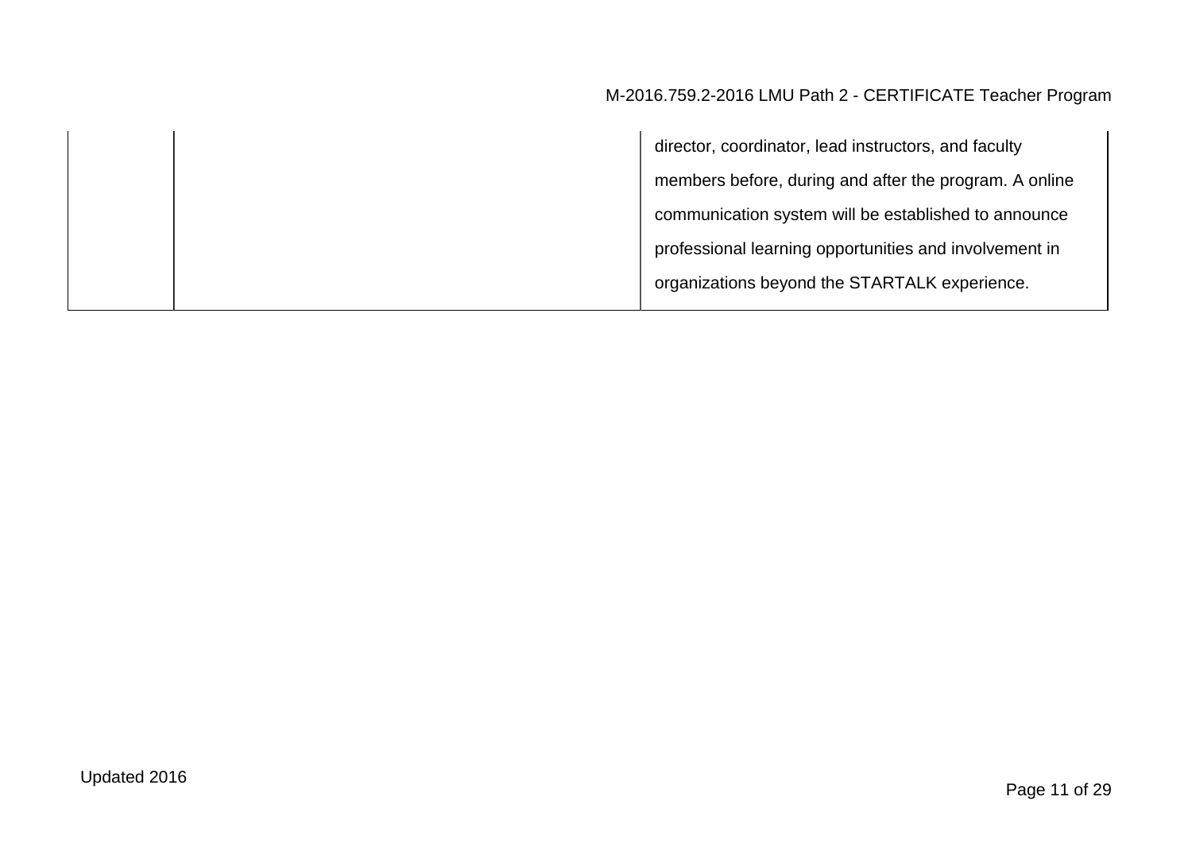|  |  | director, coordinator, lead instructors, and faculty members before, during and after the program. A online communication system will be established to announce professional learning opportunities and involvement in organizations beyond the STARTALK experience. |
|---|---|---|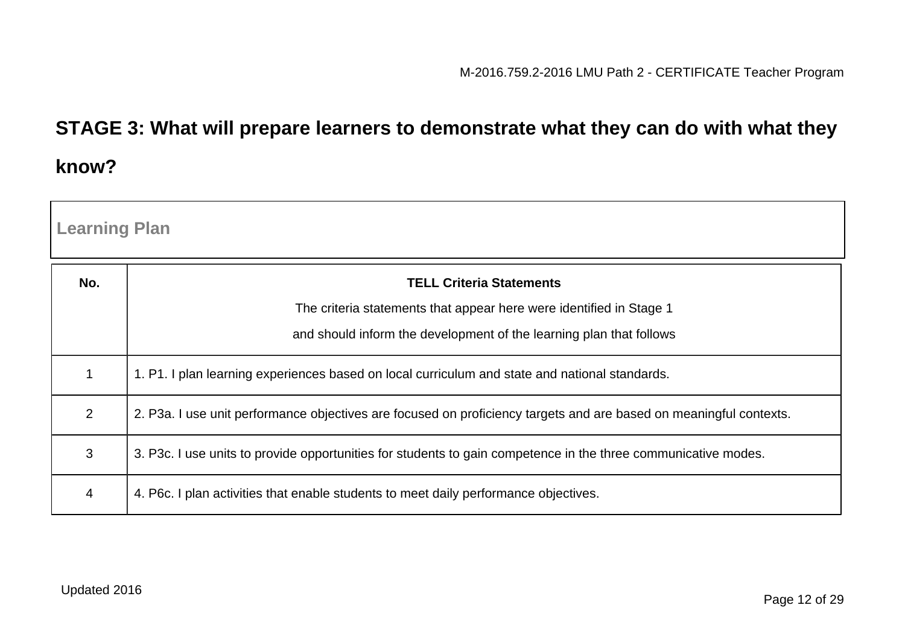## STAGE 3: What will prepare learners to demonstrate what they can do with what they know?

| Learning Plan |
| --- |

| No. | **TELL Criteria Statements**<br>The criteria statements that appear here were identified in Stage 1<br>and should inform the development of the learning plan that follows |
| --- | --- |
| 1 | 1. P1. I plan learning experiences based on local curriculum and state and national standards. |
| 2 | 2. P3a. I use unit performance objectives are focused on proficiency targets and are based on meaningful contexts. |
| 3 | 3. P3c. I use units to provide opportunities for students to gain competence in the three communicative modes. |
| 4 | 4. P6c. I plan activities that enable students to meet daily performance objectives. |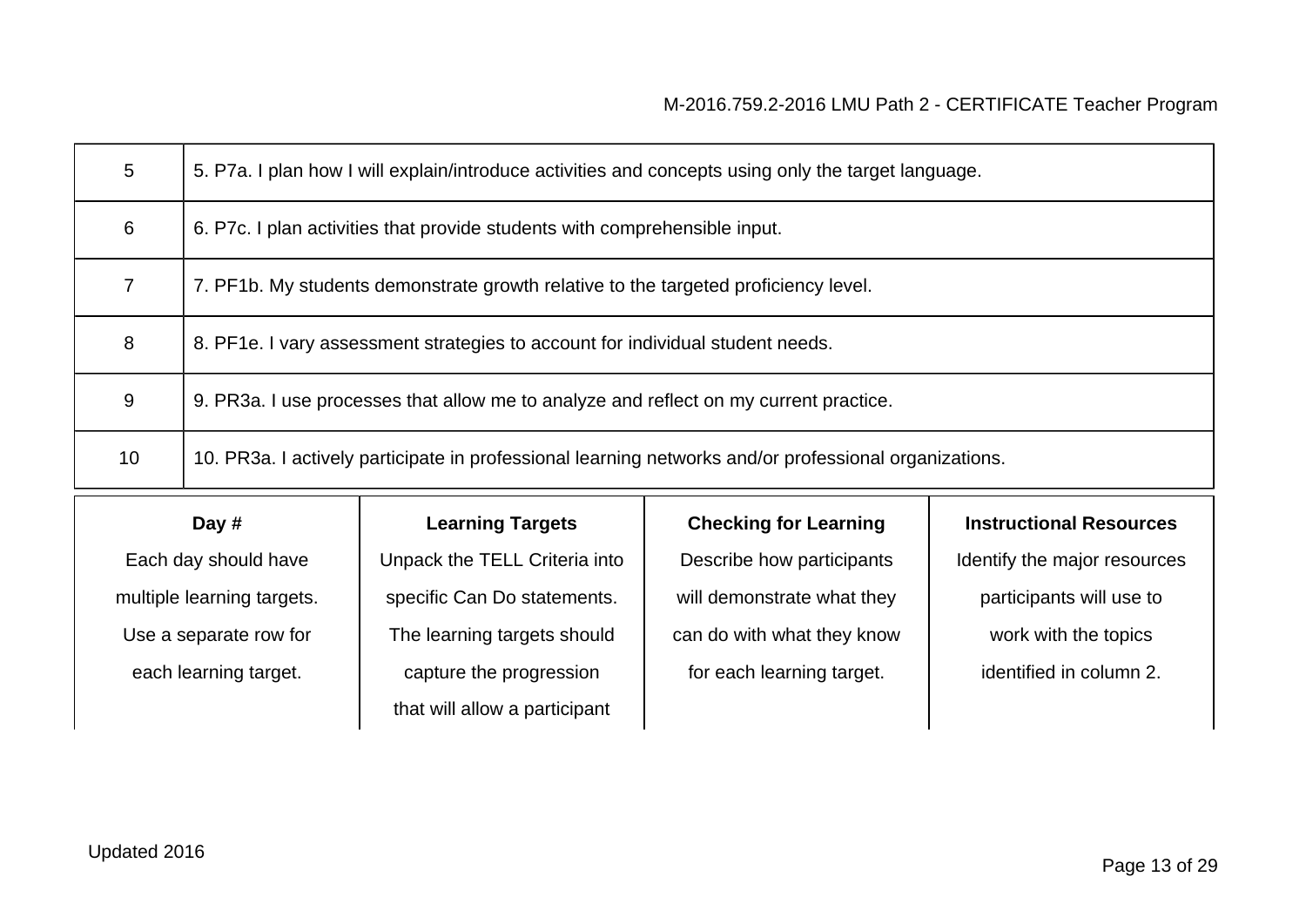| | |
|---|---|
| 5 | 5. P7a. I plan how I will explain/introduce activities and concepts using only the target language. |
| 6 | 6. P7c. I plan activities that provide students with comprehensible input. |
| 7 | 7. PF1b. My students demonstrate growth relative to the targeted proficiency level. |
| 8 | 8. PF1e. I vary assessment strategies to account for individual student needs. |
| 9 | 9. PR3a. I use processes that allow me to analyze and reflect on my current practice. |
| 10 | 10. PR3a. I actively participate in professional learning networks and/or professional organizations. |

| **Day #** | **Learning Targets** | **Checking for Learning** | **Instructional Resources** |
|---|---|---|---|
| Each day should have multiple learning targets. Use a separate row for each learning target. | Unpack the TELL Criteria into specific Can Do statements. The learning targets should capture the progression that will allow a participant | Describe how participants will demonstrate what they can do with what they know for each learning target. | Identify the major resources participants will use to work with the topics identified in column 2. |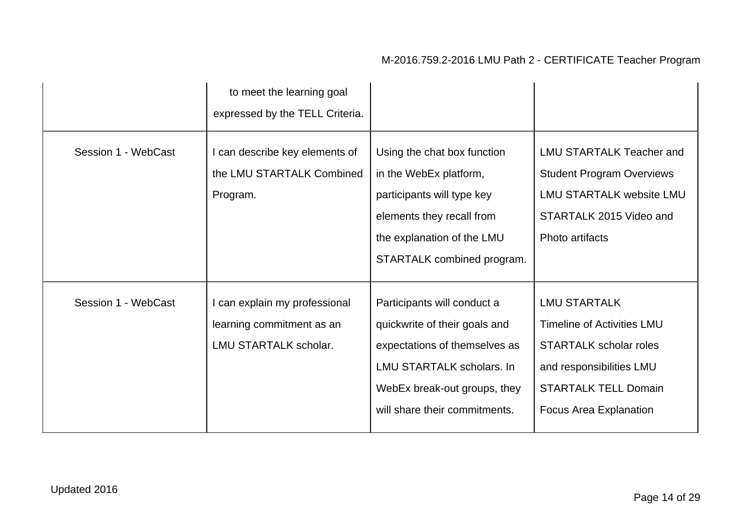| | | | |
|---|---|---|---|
| | to meet the learning goal expressed by the TELL Criteria. | | |
| Session 1 - WebCast | I can describe key elements of the LMU STARTALK Combined Program. | Using the chat box function in the WebEx platform, participants will type key elements they recall from the explanation of the LMU STARTALK combined program. | LMU STARTALK Teacher and Student Program Overviews LMU STARTALK website LMU STARTALK 2015 Video and Photo artifacts |
| Session 1 - WebCast | I can explain my professional learning commitment as an LMU STARTALK scholar. | Participants will conduct a quickwrite of their goals and expectations of themselves as LMU STARTALK scholars. In WebEx break-out groups, they will share their commitments. | LMU STARTALK Timeline of Activities LMU STARTALK scholar roles and responsibilities LMU STARTALK TELL Domain Focus Area Explanation |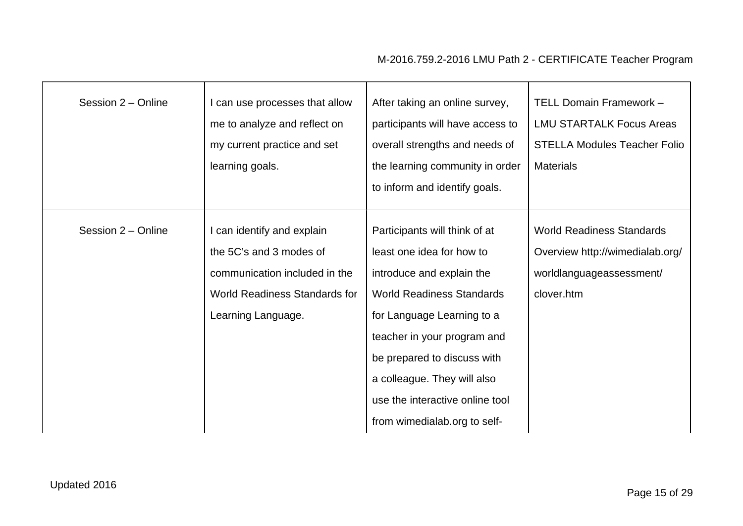| Session 2 – Online | I can use processes that allow me to analyze and reflect on my current practice and set learning goals. | After taking an online survey, participants will have access to overall strengths and needs of the learning community in order to inform and identify goals. | TELL Domain Framework – LMU STARTALK Focus Areas STELLA Modules Teacher Folio Materials |
|---|---|---|---|
| Session 2 – Online | I can identify and explain the 5C's and 3 modes of communication included in the World Readiness Standards for Learning Language. | Participants will think of at least one idea for how to introduce and explain the World Readiness Standards for Language Learning to a teacher in your program and be prepared to discuss with a colleague. They will also use the interactive online tool from wimedialab.org to self- | World Readiness Standards Overview http://wimedialab.org/worldlanguageassessment/clover.htm |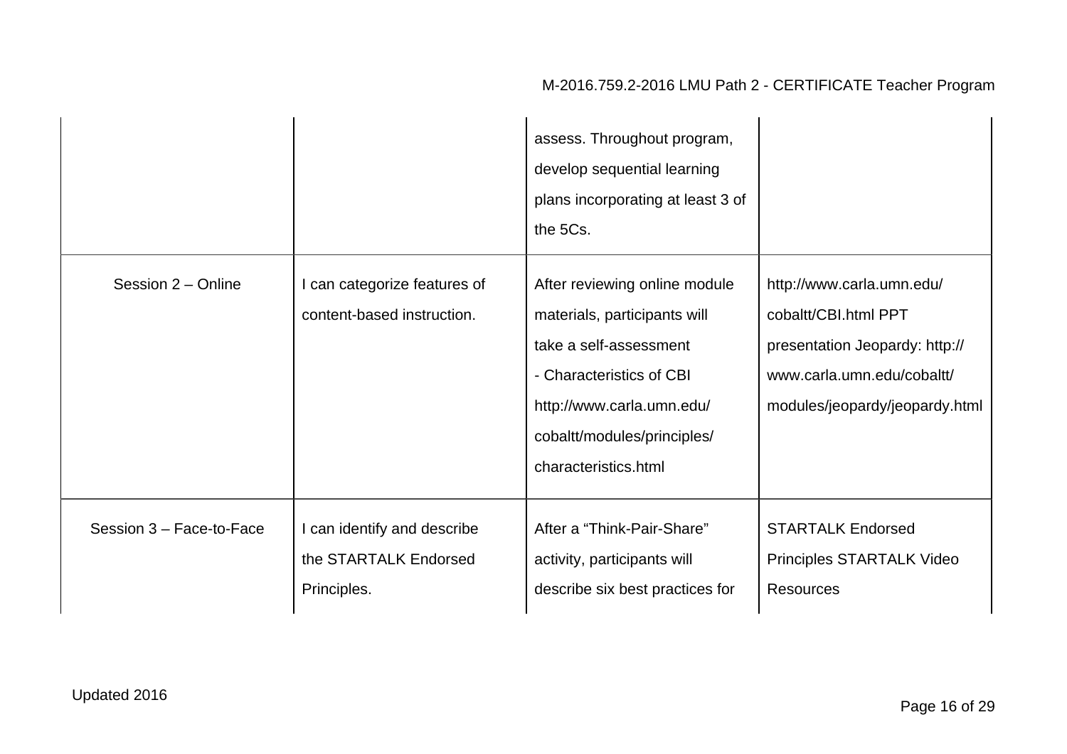| | | | |
|---|---|---|---|
| | | assess. Throughout program, develop sequential learning plans incorporating at least 3 of the 5Cs. | |
| Session 2 – Online | I can categorize features of content-based instruction. | After reviewing online module materials, participants will take a self-assessment - Characteristics of CBI http://www.carla.umn.edu/cobaltt/modules/principles/characteristics.html | http://www.carla.umn.edu/cobaltt/CBI.html PPT presentation Jeopardy: http://www.carla.umn.edu/cobaltt/modules/jeopardy/jeopardy.html |
| Session 3 – Face-to-Face | I can identify and describe the STARTALK Endorsed Principles. | After a "Think-Pair-Share" activity, participants will describe six best practices for | STARTALK Endorsed Principles STARTALK Video Resources |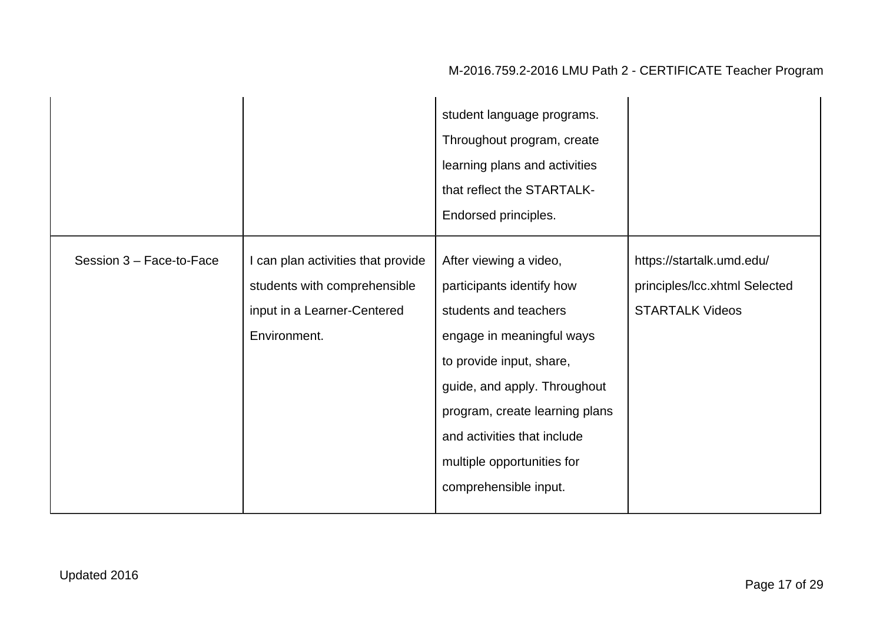| | | | |
|---|---|---|---|
| | | student language programs. Throughout program, create learning plans and activities that reflect the STARTALK-Endorsed principles. | |
| Session 3 – Face-to-Face | I can plan activities that provide students with comprehensible input in a Learner-Centered Environment. | After viewing a video, participants identify how students and teachers engage in meaningful ways to provide input, share, guide, and apply. Throughout program, create learning plans and activities that include multiple opportunities for comprehensible input. | https://startalk.umd.edu/principles/lcc.xhtml Selected STARTALK Videos |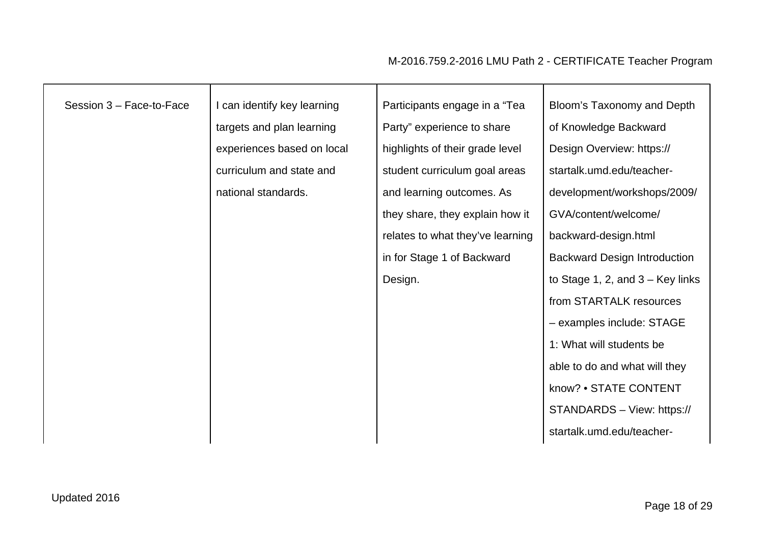| | | | |
|---|---|---|---|
| Session 3 – Face-to-Face | I can identify key learning targets and plan learning experiences based on local curriculum and state and national standards. | Participants engage in a “Tea Party” experience to share highlights of their grade level student curriculum goal areas and learning outcomes. As they share, they explain how it relates to what they’ve learning in for Stage 1 of Backward Design. | Bloom’s Taxonomy and Depth of Knowledge Backward Design Overview: https://startalk.umd.edu/teacher-development/workshops/2009/GVA/content/welcome/backward-design.html Backward Design Introduction to Stage 1, 2, and 3 – Key links from STARTALK resources – examples include: STAGE 1: What will students be able to do and what will they know? • STATE CONTENT STANDARDS – View: https://startalk.umd.edu/teacher- |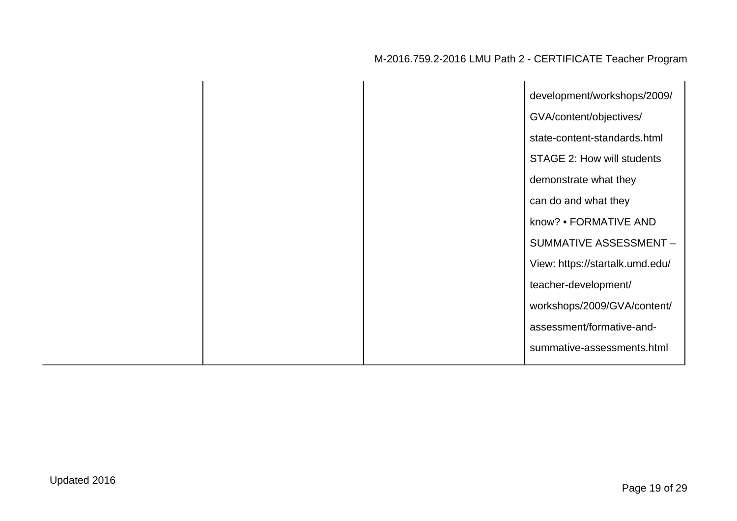|  |  |  |  |
|---|---|---|---|
|  |  |  | development/workshops/2009/GVA/content/objectives/state-content-standards.html STAGE 2: How will students demonstrate what they can do and what they know? • FORMATIVE AND SUMMATIVE ASSESSMENT – View: https://startalk.umd.edu/teacher-development/workshops/2009/GVA/content/assessment/formative-and-summative-assessments.html |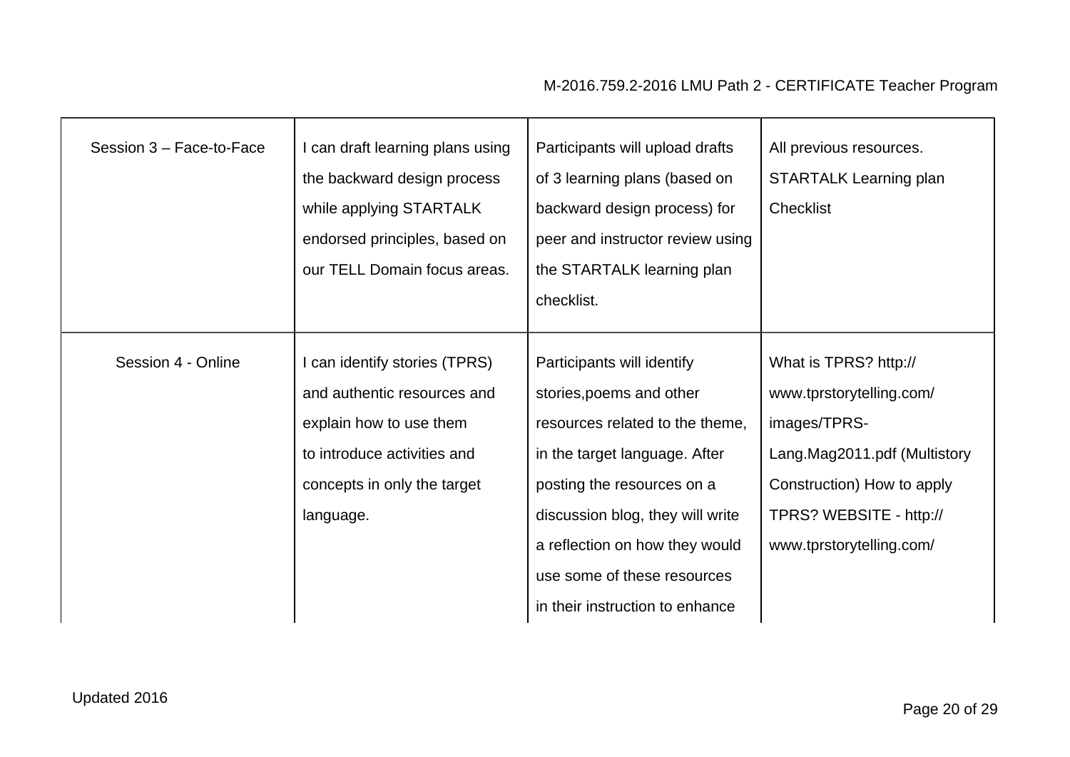| Session 3 – Face-to-Face | I can draft learning plans using the backward design process while applying STARTALK endorsed principles, based on our TELL Domain focus areas. | Participants will upload drafts of 3 learning plans (based on backward design process) for peer and instructor review using the STARTALK learning plan checklist. | All previous resources. STARTALK Learning plan Checklist |
|---|---|---|---|
| Session 4 - Online | I can identify stories (TPRS) and authentic resources and explain how to use them to introduce activities and concepts in only the target language. | Participants will identify stories,poems and other resources related to the theme, in the target language. After posting the resources on a discussion blog, they will write a reflection on how they would use some of these resources in their instruction to enhance | What is TPRS? http://www.tprstorytelling.com/images/TPRS-Lang.Mag2011.pdf (Multistory Construction) How to apply TPRS? WEBSITE - http://www.tprstorytelling.com/ |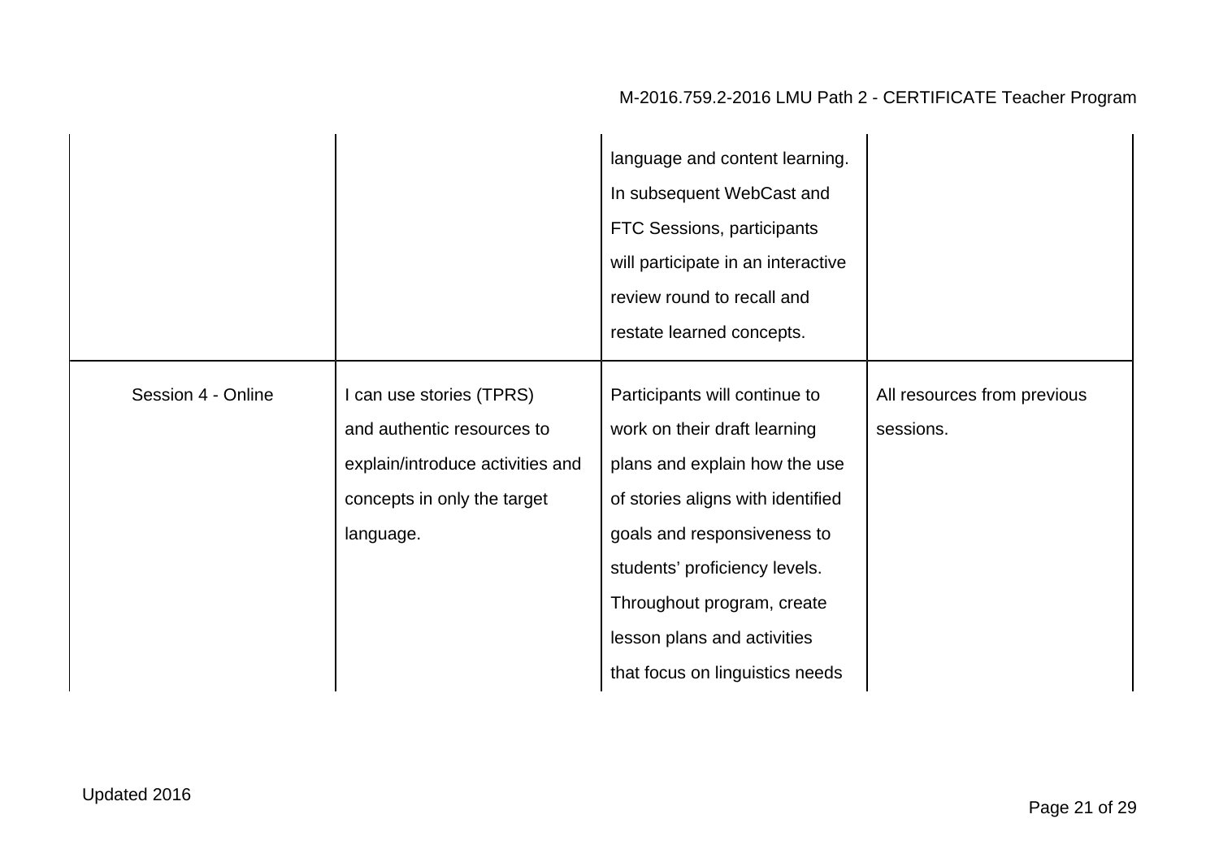| | | | |
|---|---|---|---|
| | | language and content learning. In subsequent WebCast and FTC Sessions, participants will participate in an interactive review round to recall and restate learned concepts. | |
| Session 4 - Online | I can use stories (TPRS) and authentic resources to explain/introduce activities and concepts in only the target language. | Participants will continue to work on their draft learning plans and explain how the use of stories aligns with identified goals and responsiveness to students' proficiency levels. Throughout program, create lesson plans and activities that focus on linguistics needs | All resources from previous sessions. |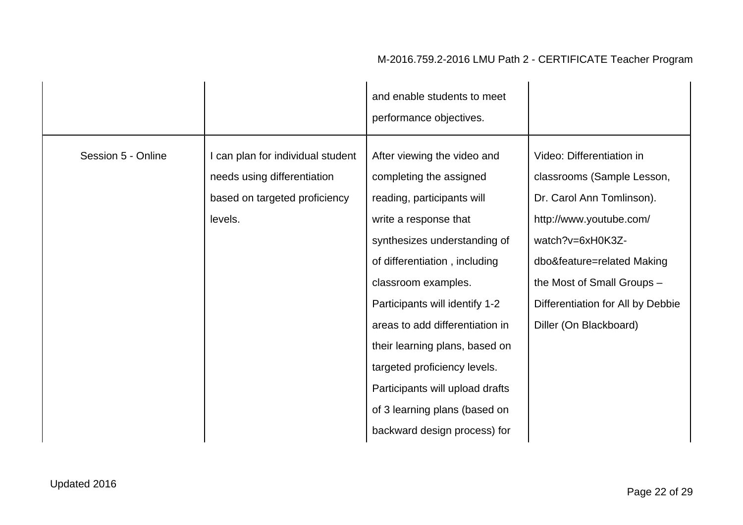| | | | |
|---|---|---|---|
| | | and enable students to meet performance objectives. | |
| Session 5 - Online | I can plan for individual student needs using differentiation based on targeted proficiency levels. | After viewing the video and completing the assigned reading, participants will write a response that synthesizes understanding of of differentiation , including classroom examples. Participants will identify 1-2 areas to add differentiation in their learning plans, based on targeted proficiency levels. Participants will upload drafts of 3 learning plans (based on backward design process) for | Video: Differentiation in classrooms (Sample Lesson, Dr. Carol Ann Tomlinson). http://www.youtube.com/watch?v=6xH0K3Z-dbo&feature=related Making the Most of Small Groups – Differentiation for All by Debbie Diller (On Blackboard) |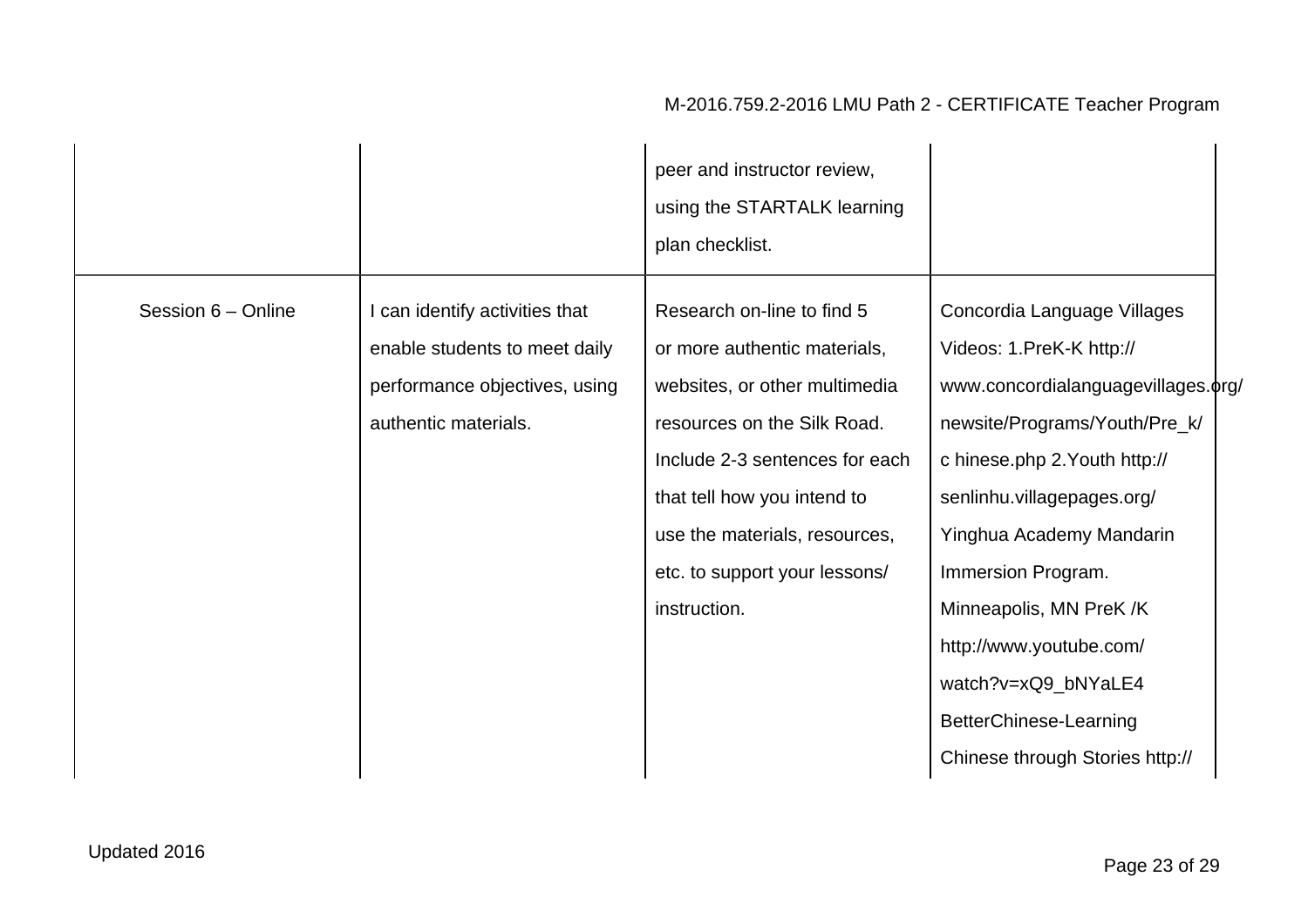| | | | |
|---|---|---|---|
| | | peer and instructor review, using the STARTALK learning plan checklist. | |
| Session 6 – Online | I can identify activities that enable students to meet daily performance objectives, using authentic materials. | Research on-line to find 5 or more authentic materials, websites, or other multimedia resources on the Silk Road. Include 2-3 sentences for each that tell how you intend to use the materials, resources, etc. to support your lessons/ instruction. | Concordia Language Villages Videos: 1.PreK-K http:// www.concordialanguagevillages.org/ newsite/Programs/Youth/Pre_k/ c hinese.php 2.Youth http:// senlinhu.villagepages.org/ Yinghua Academy Mandarin Immersion Program. Minneapolis, MN PreK /K http://www.youtube.com/ watch?v=xQ9_bNYaLE4 BetterChinese-Learning Chinese through Stories http:// |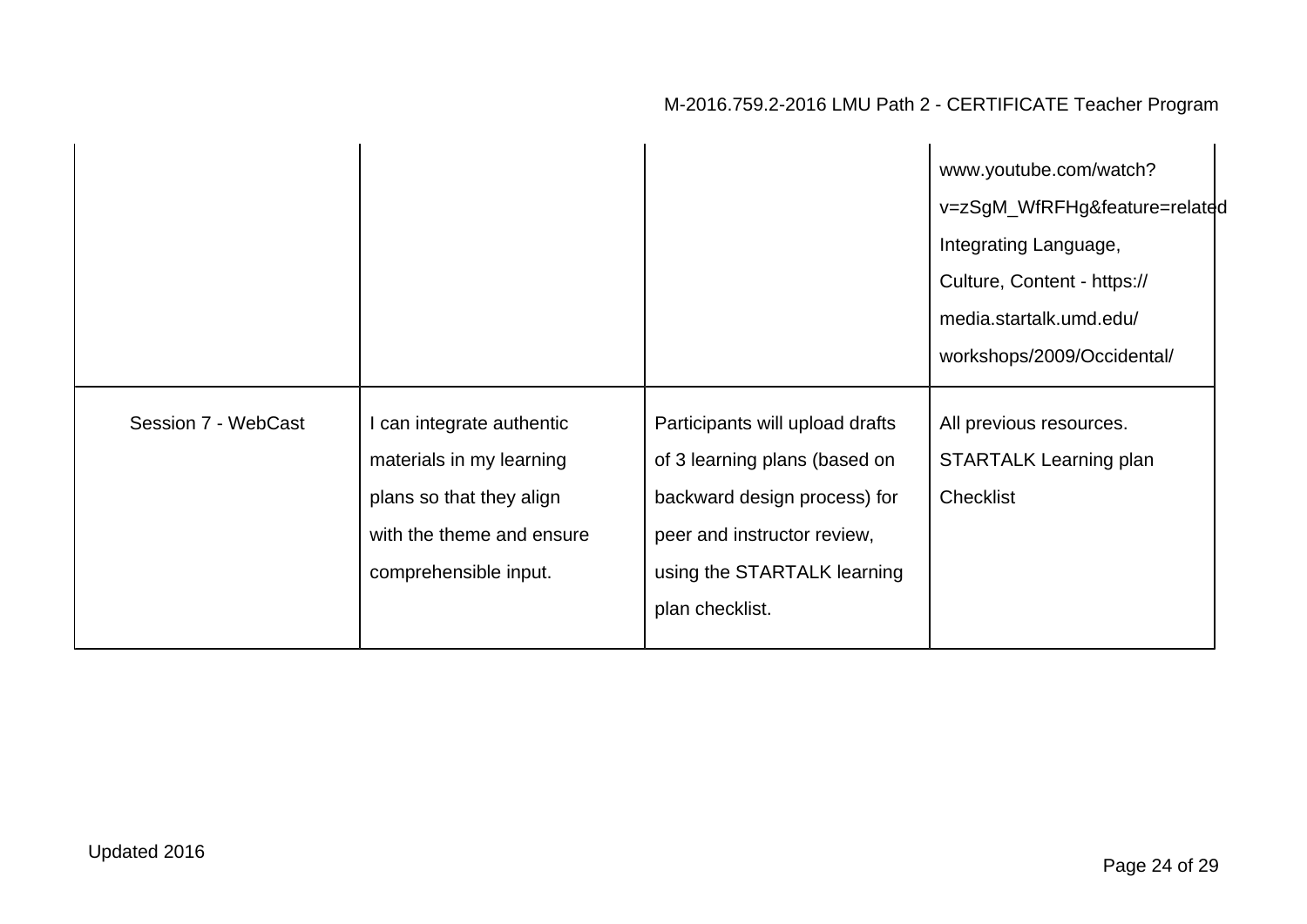| | | | |
|---|---|---|---|
| | | | www.youtube.com/watch?v=zSgM_WfRFHg&feature=related Integrating Language, Culture, Content - https://media.startalk.umd.edu/workshops/2009/Occidental/ |
| Session 7 - WebCast | I can integrate authentic materials in my learning plans so that they align with the theme and ensure comprehensible input. | Participants will upload drafts of 3 learning plans (based on backward design process) for peer and instructor review, using the STARTALK learning plan checklist. | All previous resources. STARTALK Learning plan Checklist |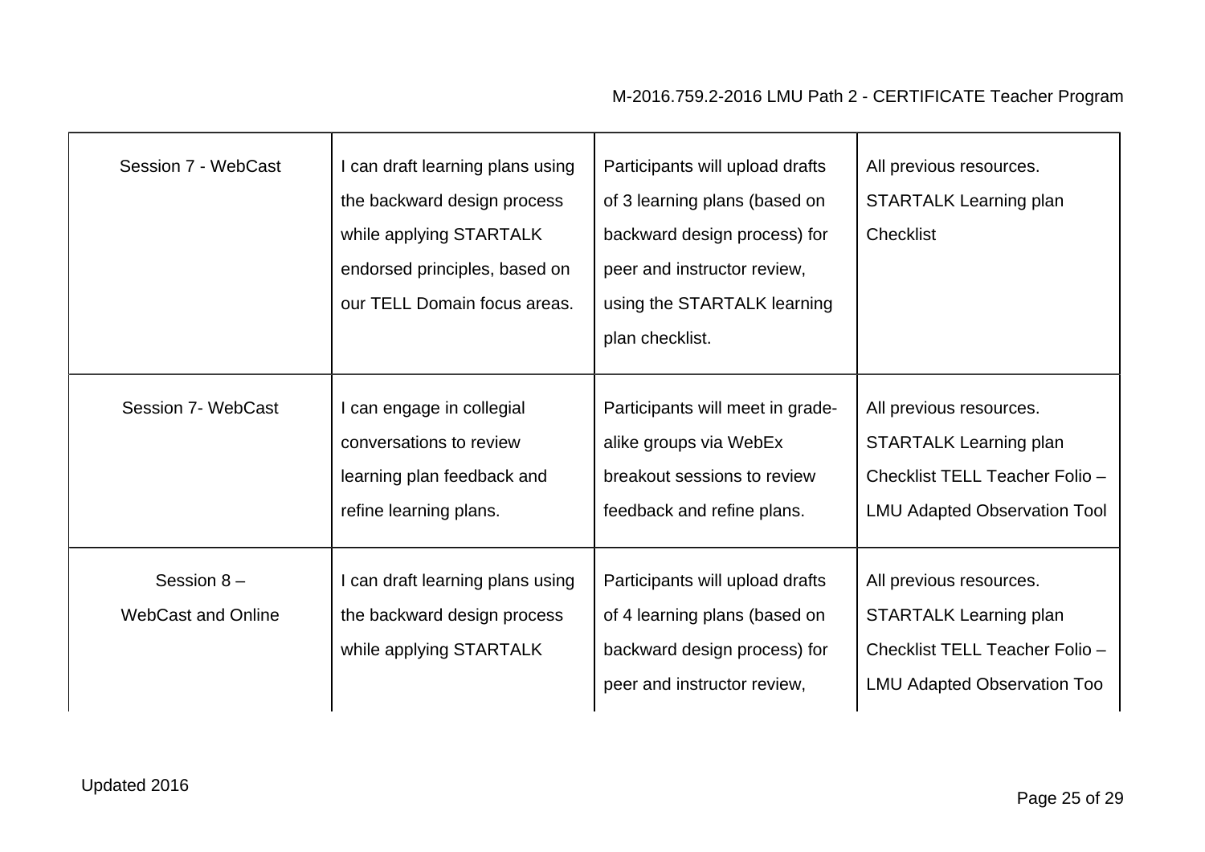| Session 7 - WebCast | I can draft learning plans using the backward design process while applying STARTALK endorsed principles, based on our TELL Domain focus areas. | Participants will upload drafts of 3 learning plans (based on backward design process) for peer and instructor review, using the STARTALK learning plan checklist. | All previous resources. STARTALK Learning plan Checklist |
|---|---|---|---|
| Session 7- WebCast | I can engage in collegial conversations to review learning plan feedback and refine learning plans. | Participants will meet in grade-alike groups via WebEx breakout sessions to review feedback and refine plans. | All previous resources. STARTALK Learning plan Checklist TELL Teacher Folio – LMU Adapted Observation Tool |
| Session 8 – WebCast and Online | I can draft learning plans using the backward design process while applying STARTALK | Participants will upload drafts of 4 learning plans (based on backward design process) for peer and instructor review, | All previous resources. STARTALK Learning plan Checklist TELL Teacher Folio – LMU Adapted Observation Too |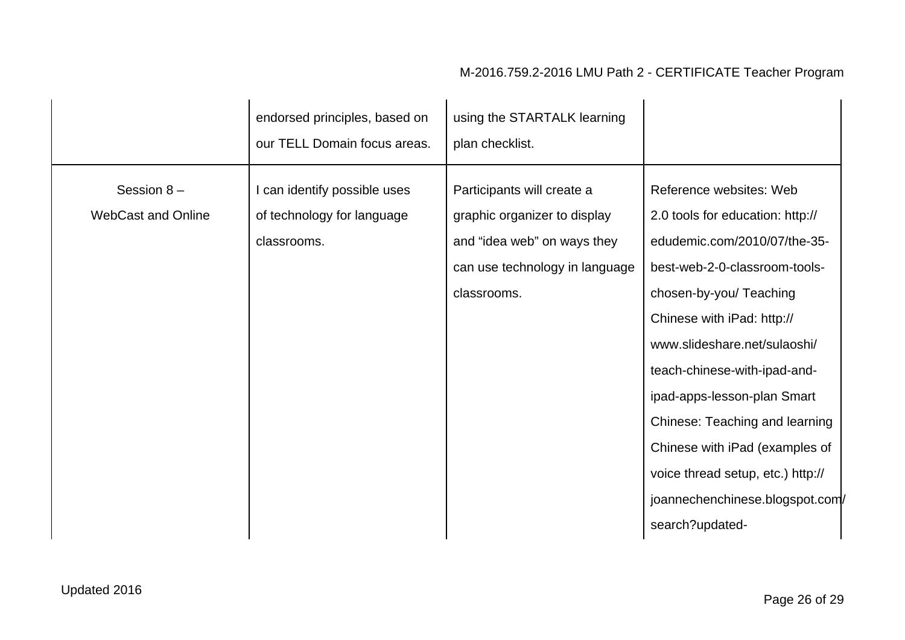|  |  |  |  |
|---|---|---|---|
|  | endorsed principles, based on our TELL Domain focus areas. | using the STARTALK learning plan checklist. |  |
| Session 8 – WebCast and Online | I can identify possible uses of technology for language classrooms. | Participants will create a graphic organizer to display and "idea web" on ways they can use technology in language classrooms. | Reference websites: Web 2.0 tools for education: http://edudemic.com/2010/07/the-35-best-web-2-0-classroom-tools-chosen-by-you/ Teaching Chinese with iPad: http://www.slideshare.net/sulaoshi/teach-chinese-with-ipad-and-ipad-apps-lesson-plan Smart Chinese: Teaching and learning Chinese with iPad (examples of voice thread setup, etc.) http://joannechenchinese.blogspot.com/search?updated- |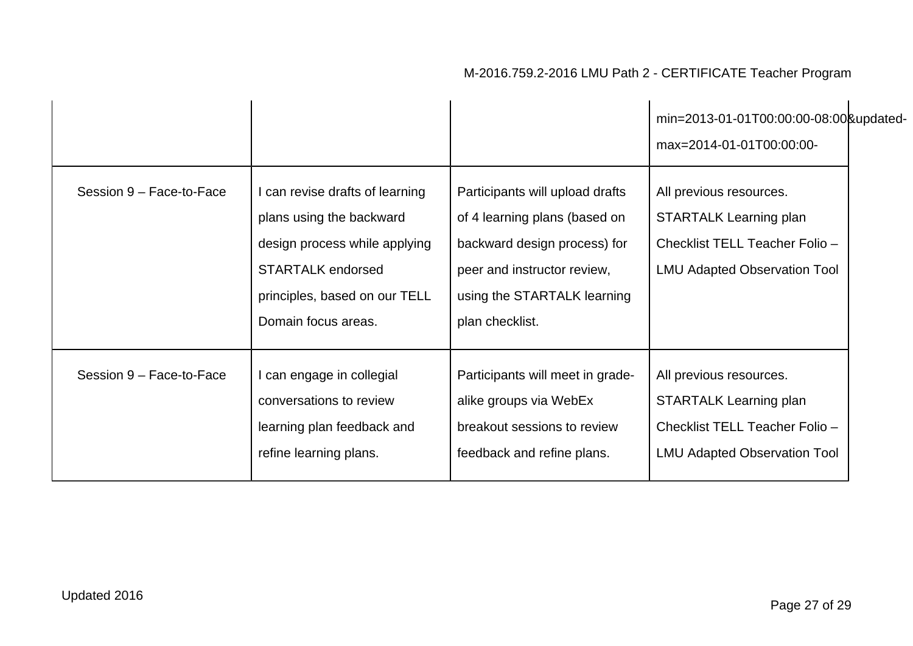| | | | |
|---|---|---|---|
| | | | min=2013-01-01T00:00:00-08:00&updated-max=2014-01-01T00:00:00- |
| Session 9 – Face-to-Face | I can revise drafts of learning plans using the backward design process while applying STARTALK endorsed principles, based on our TELL Domain focus areas. | Participants will upload drafts of 4 learning plans (based on backward design process) for peer and instructor review, using the STARTALK learning plan checklist. | All previous resources. STARTALK Learning plan Checklist TELL Teacher Folio – LMU Adapted Observation Tool |
| Session 9 – Face-to-Face | I can engage in collegial conversations to review learning plan feedback and refine learning plans. | Participants will meet in grade-alike groups via WebEx breakout sessions to review feedback and refine plans. | All previous resources. STARTALK Learning plan Checklist TELL Teacher Folio – LMU Adapted Observation Tool |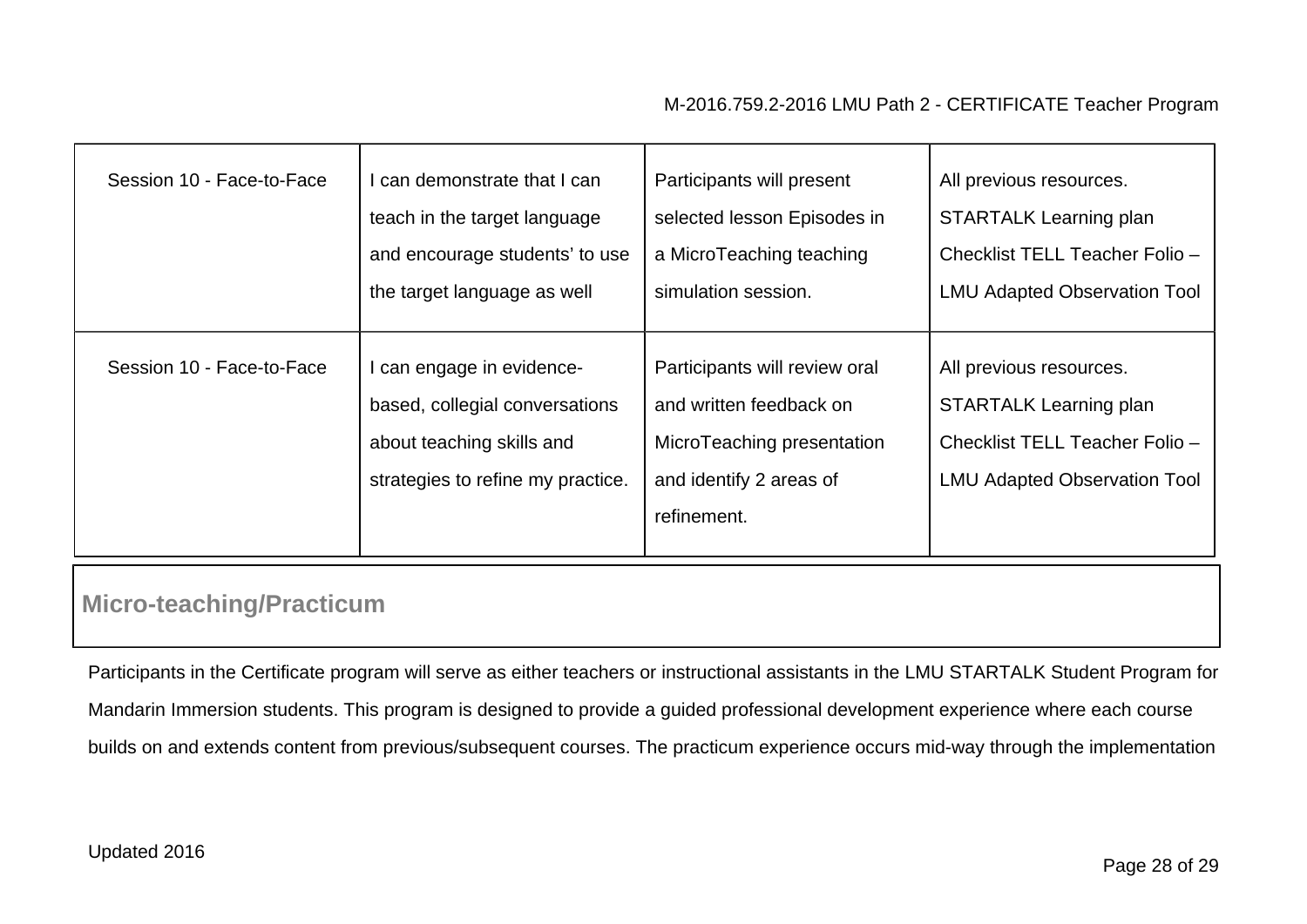| Session 10 - Face-to-Face | I can demonstrate that I can teach in the target language and encourage students' to use the target language as well | Participants will present selected lesson Episodes in a MicroTeaching teaching simulation session. | All previous resources. STARTALK Learning plan Checklist TELL Teacher Folio – LMU Adapted Observation Tool |
|---|---|---|---|
| Session 10 - Face-to-Face | I can engage in evidence-based, collegial conversations about teaching skills and strategies to refine my practice. | Participants will review oral and written feedback on MicroTeaching presentation and identify 2 areas of refinement. | All previous resources. STARTALK Learning plan Checklist TELL Teacher Folio – LMU Adapted Observation Tool |

## Micro-teaching/Practicum

Participants in the Certificate program will serve as either teachers or instructional assistants in the LMU STARTALK Student Program for Mandarin Immersion students. This program is designed to provide a guided professional development experience where each course builds on and extends content from previous/subsequent courses. The practicum experience occurs mid-way through the implementation

Updated 2016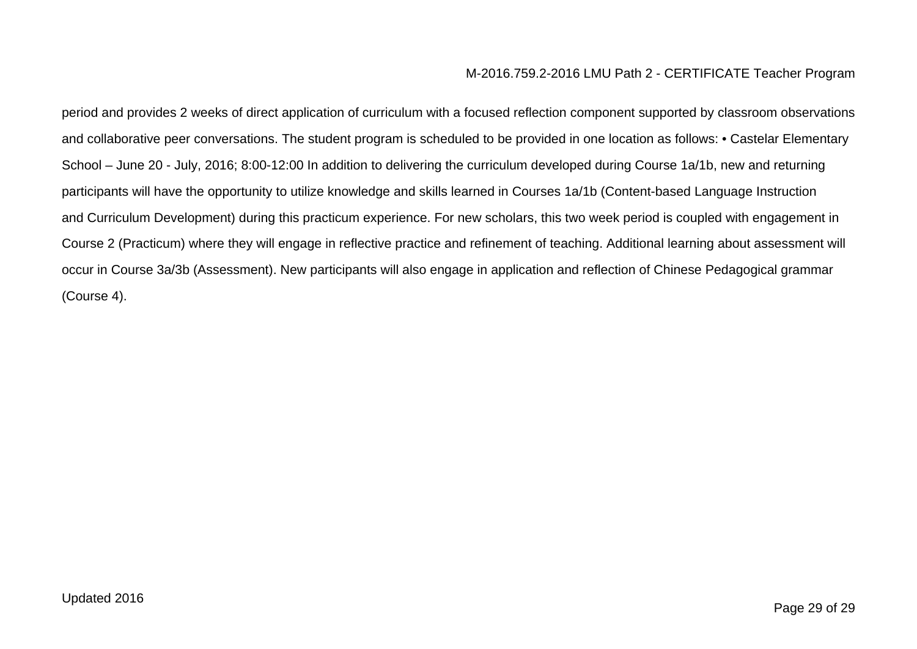period and provides 2 weeks of direct application of curriculum with a focused reflection component supported by classroom observations and collaborative peer conversations. The student program is scheduled to be provided in one location as follows: • Castelar Elementary School – June 20 - July, 2016; 8:00-12:00 In addition to delivering the curriculum developed during Course 1a/1b, new and returning participants will have the opportunity to utilize knowledge and skills learned in Courses 1a/1b (Content-based Language Instruction and Curriculum Development) during this practicum experience. For new scholars, this two week period is coupled with engagement in Course 2 (Practicum) where they will engage in reflective practice and refinement of teaching. Additional learning about assessment will occur in Course 3a/3b (Assessment). New participants will also engage in application and reflection of Chinese Pedagogical grammar (Course 4).